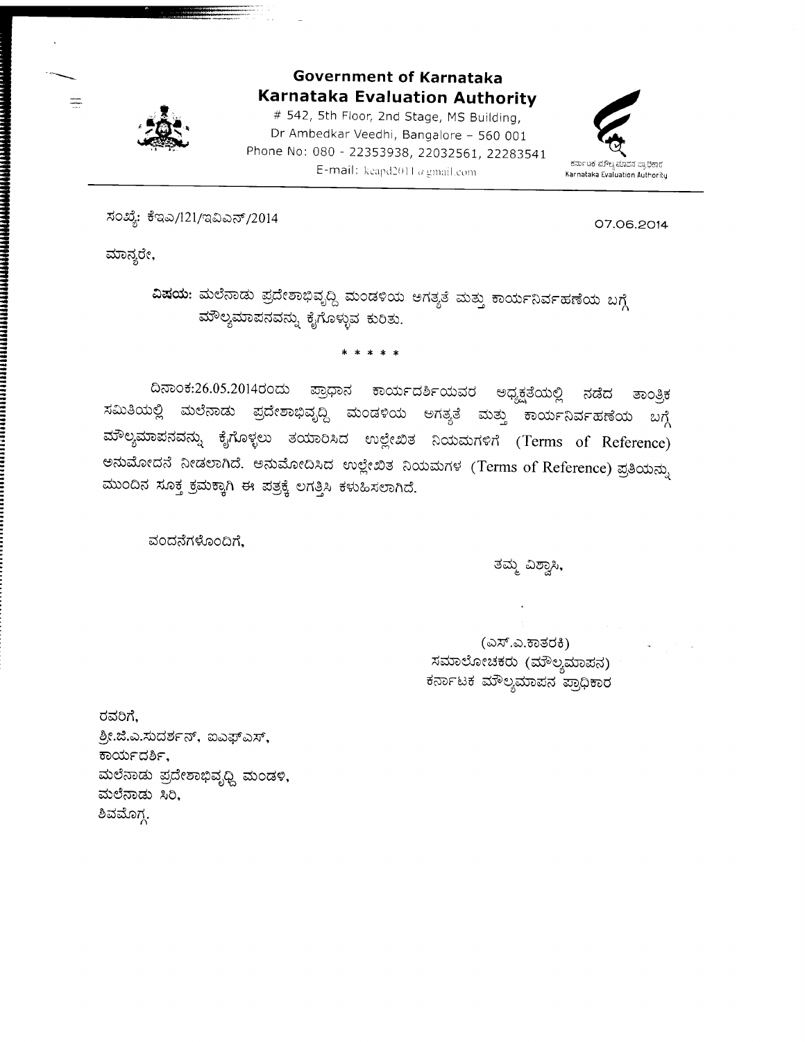# Government of Karnataka
## Karnataka Evaluation Authority

# 542, 5th Floor, 2nd Stage, MS Building,
Dr Ambedkar Veedhi, Bangalore – 560 001
Phone No: 080 - 22353938, 22032561, 22283541
E-mail: keapd2011@gmail.com

ಕರ್ನಾಟಕ ಮೌಲ್ಯಮಾಪನ ಪ್ರಾಧಿಕಾರ
Karnataka Evaluation Authority

---

ಸಂಖ್ಯೆ: ಕೆಇಎ/121/ಇವಿಎನ್/2014 07.06.2014

ಮಾನ್ಯರೇ,

**ವಿಷಯ:** ಮಲೆನಾಡು ಪ್ರದೇಶಾಭಿವೃದ್ಧಿ ಮಂಡಳಿಯ ಅಗತ್ಯತೆ ಮತ್ತು ಕಾರ್ಯನಿರ್ವಹಣೆಯ ಬಗ್ಗೆ ಮೌಲ್ಯಮಾಪನವನ್ನು ಕೈಗೊಳ್ಳುವ ಕುರಿತು.

\* \* \* \* \*

ದಿನಾಂಕ:26.05.2014ರಂದು ಪ್ರಾಧಾನ ಕಾರ್ಯದರ್ಶಿಯವರ ಅಧ್ಯಕ್ಷತೆಯಲ್ಲಿ ನಡೆದ ತಾಂತ್ರಿಕ ಸಮಿತಿಯಲ್ಲಿ ಮಲೆನಾಡು ಪ್ರದೇಶಾಭಿವೃದ್ಧಿ ಮಂಡಳಿಯ ಅಗತ್ಯತೆ ಮತ್ತು ಕಾರ್ಯನಿರ್ವಹಣೆಯ ಬಗ್ಗೆ ಮೌಲ್ಯಮಾಪನವನ್ನು ಕೈಗೊಳ್ಳಲು ತಯಾರಿಸಿದ ಉಲ್ಲೇಖಿತ ನಿಯಮಗಳಿಗೆ (Terms of Reference) ಅನುಮೋದನೆ ನೀಡಲಾಗಿದೆ. ಅನುಮೋದಿಸಿದ ಉಲ್ಲೇಖಿತ ನಿಯಮಗಳ (Terms of Reference) ಪ್ರತಿಯನ್ನು ಮುಂದಿನ ಸೂಕ್ತ ಕ್ರಮಕ್ಕಾಗಿ ಈ ಪತ್ರಕ್ಕೆ ಲಗತ್ತಿಸಿ ಕಳುಹಿಸಲಾಗಿದೆ.

ವಂದನೆಗಳೊಂದಿಗೆ,

ತಮ್ಮ ವಿಶ್ವಾಸಿ,

(ಎಸ್.ಎ.ಕಾತರಕಿ)
ಸಮಾಲೋಚಕರು (ಮೌಲ್ಯಮಾಪನ)
ಕರ್ನಾಟಕ ಮೌಲ್ಯಮಾಪನ ಪ್ರಾಧಿಕಾರ

ರವರಿಗೆ,
ಶ್ರೀ.ಜಿ.ಎ.ಸುದರ್ಶನ್, ಐಎಫ್‌ಎಸ್,
ಕಾರ್ಯದರ್ಶಿ,
ಮಲೆನಾಡು ಪ್ರದೇಶಾಭಿವೃದ್ಧಿ ಮಂಡಳಿ,
ಮಲೆನಾಡು ಸಿರಿ,
ಶಿವಮೊಗ್ಗ.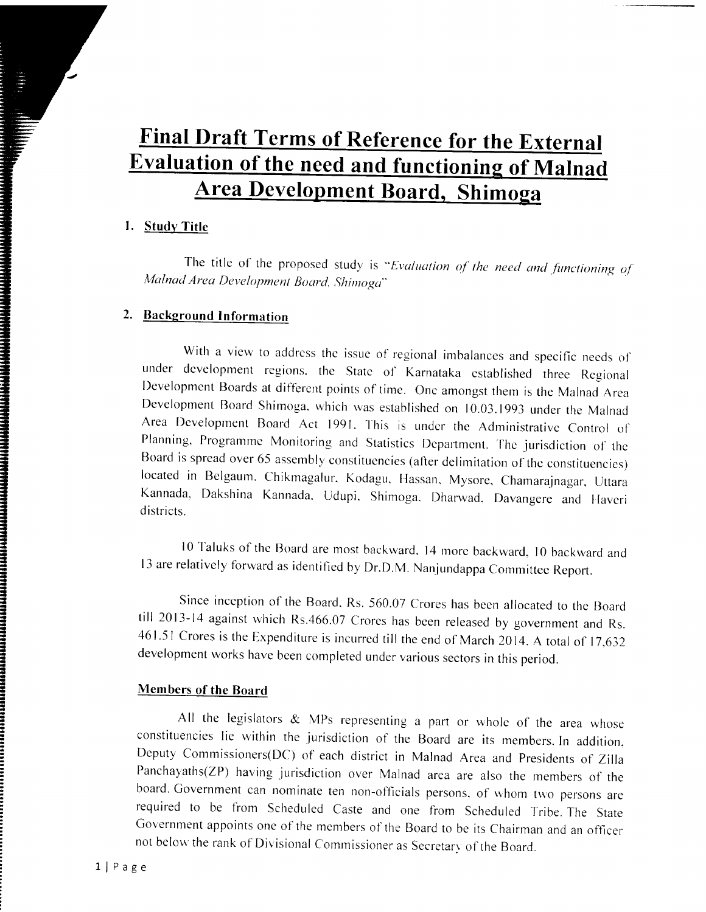# Final Draft Terms of Reference for the External Evaluation of the need and functioning of Malnad Area Development Board, Shimoga

## 1. Study Title

The title of the proposed study is "*Evaluation of the need and functioning of Malnad Area Development Board, Shimoga*"

## 2. Background Information

With a view to address the issue of regional imbalances and specific needs of under development regions, the State of Karnataka established three Regional Development Boards at different points of time. One amongst them is the Malnad Area Development Board Shimoga, which was established on 10.03.1993 under the Malnad Area Development Board Act 1991. This is under the Administrative Control of Planning, Programme Monitoring and Statistics Department. The jurisdiction of the Board is spread over 65 assembly constituencies (after delimitation of the constituencies) located in Belgaum, Chikmagalur, Kodagu, Hassan, Mysore, Chamarajnagar, Uttara Kannada, Dakshina Kannada, Udupi, Shimoga, Dharwad, Davangere and Haveri districts.

10 Taluks of the Board are most backward, 14 more backward, 10 backward and 13 are relatively forward as identified by Dr.D.M. Nanjundappa Committee Report.

Since inception of the Board, Rs. 560.07 Crores has been allocated to the Board till 2013-14 against which Rs.466.07 Crores has been released by government and Rs. 461.51 Crores is the Expenditure is incurred till the end of March 2014. A total of 17,632 development works have been completed under various sectors in this period.

### Members of the Board

All the legislators & MPs representing a part or whole of the area whose constituencies lie within the jurisdiction of the Board are its members. In addition, Deputy Commissioners(DC) of each district in Malnad Area and Presidents of Zilla Panchayaths(ZP) having jurisdiction over Malnad area are also the members of the board. Government can nominate ten non-officials persons, of whom two persons are required to be from Scheduled Caste and one from Scheduled Tribe. The State Government appoints one of the members of the Board to be its Chairman and an officer not below the rank of Divisional Commissioner as Secretary of the Board.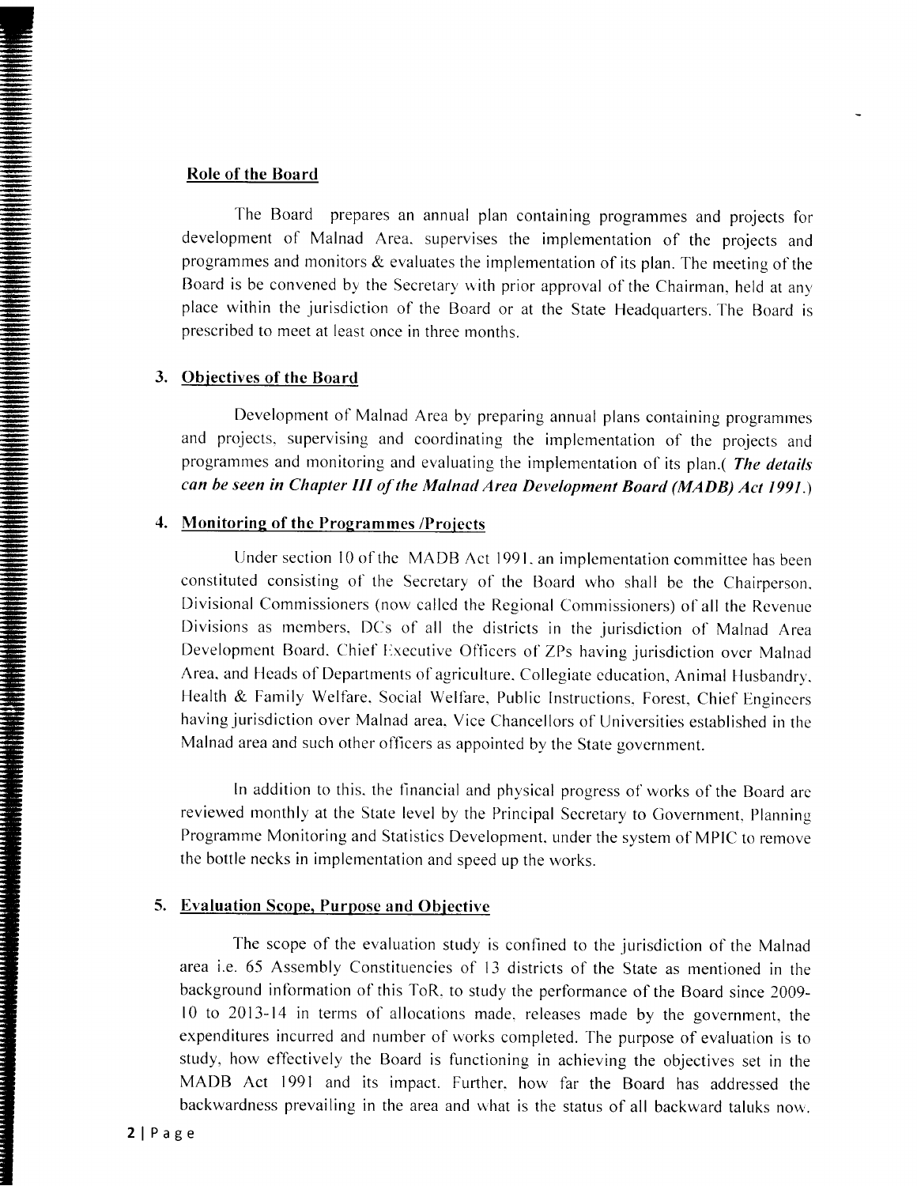## Role of the Board

The Board prepares an annual plan containing programmes and projects for development of Malnad Area, supervises the implementation of the projects and programmes and monitors & evaluates the implementation of its plan. The meeting of the Board is be convened by the Secretary with prior approval of the Chairman, held at any place within the jurisdiction of the Board or at the State Headquarters. The Board is prescribed to meet at least once in three months.

## 3. Objectives of the Board

Development of Malnad Area by preparing annual plans containing programmes and projects, supervising and coordinating the implementation of the projects and programmes and monitoring and evaluating the implementation of its plan.( ***The details can be seen in Chapter III of the Malnad Area Development Board (MADB) Act 1991.***)

## 4. Monitoring of the Programmes /Projects

Under section 10 of the MADB Act 1991, an implementation committee has been constituted consisting of the Secretary of the Board who shall be the Chairperson, Divisional Commissioners (now called the Regional Commissioners) of all the Revenue Divisions as members, DCs of all the districts in the jurisdiction of Malnad Area Development Board, Chief Executive Officers of ZPs having jurisdiction over Malnad Area, and Heads of Departments of agriculture, Collegiate education, Animal Husbandry, Health & Family Welfare, Social Welfare, Public Instructions, Forest, Chief Engineers having jurisdiction over Malnad area, Vice Chancellors of Universities established in the Malnad area and such other officers as appointed by the State government.

In addition to this, the financial and physical progress of works of the Board are reviewed monthly at the State level by the Principal Secretary to Government, Planning Programme Monitoring and Statistics Development, under the system of MPIC to remove the bottle necks in implementation and speed up the works.

## 5. Evaluation Scope, Purpose and Objective

The scope of the evaluation study is confined to the jurisdiction of the Malnad area i.e. 65 Assembly Constituencies of 13 districts of the State as mentioned in the background information of this ToR, to study the performance of the Board since 2009-10 to 2013-14 in terms of allocations made, releases made by the government, the expenditures incurred and number of works completed. The purpose of evaluation is to study, how effectively the Board is functioning in achieving the objectives set in the MADB Act 1991 and its impact. Further, how far the Board has addressed the backwardness prevailing in the area and what is the status of all backward taluks now.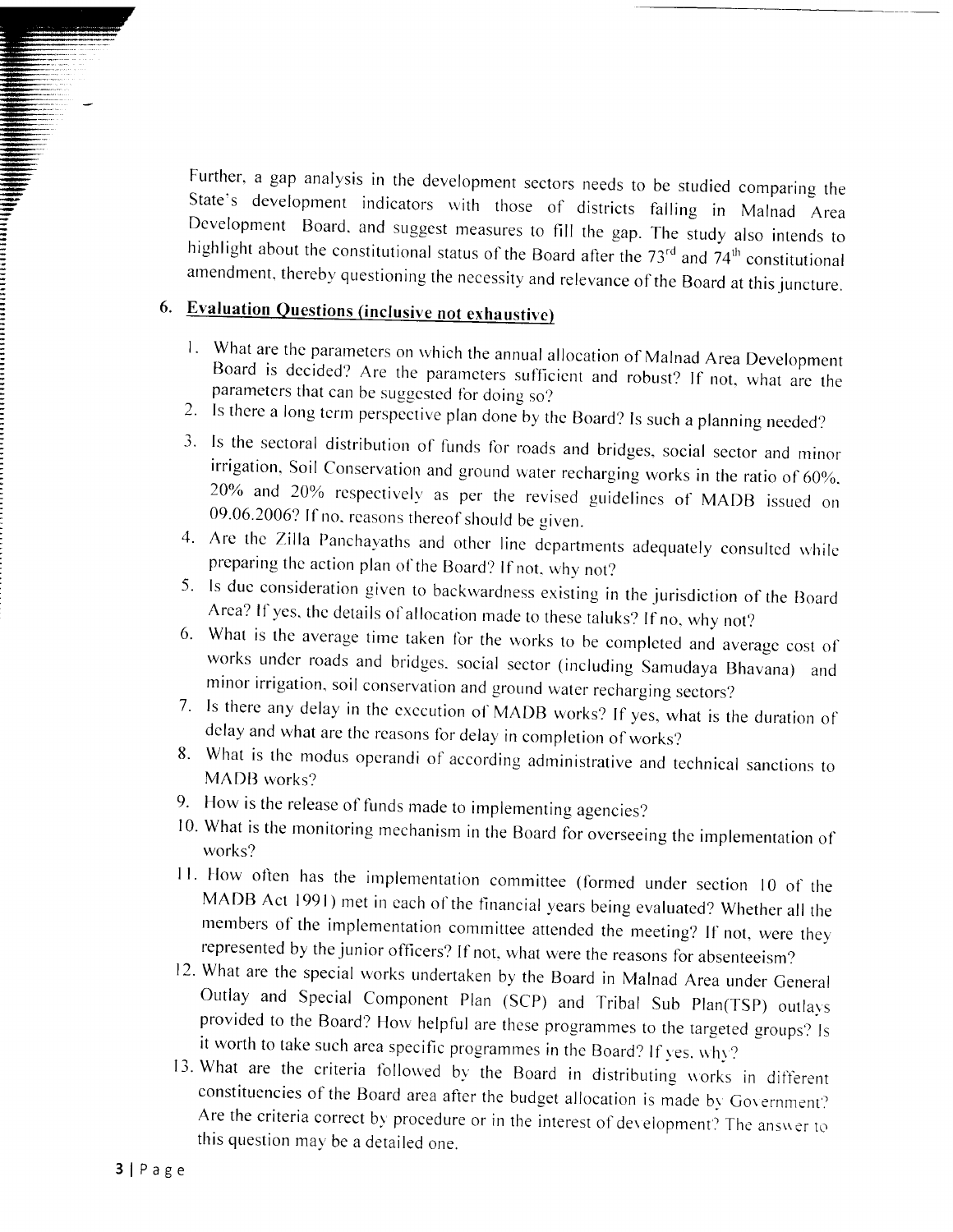Further, a gap analysis in the development sectors needs to be studied comparing the State's development indicators with those of districts falling in Malnad Area Development Board, and suggest measures to fill the gap. The study also intends to highlight about the constitutional status of the Board after the 73rd and 74th constitutional amendment, thereby questioning the necessity and relevance of the Board at this juncture.

## 6. Evaluation Questions (inclusive not exhaustive)

1. What are the parameters on which the annual allocation of Malnad Area Development Board is decided? Are the parameters sufficient and robust? If not, what are the parameters that can be suggested for doing so?
2. Is there a long term perspective plan done by the Board? Is such a planning needed?
3. Is the sectoral distribution of funds for roads and bridges, social sector and minor irrigation, Soil Conservation and ground water recharging works in the ratio of 60%, 20% and 20% respectively as per the revised guidelines of MADB issued on 09.06.2006? If no, reasons thereof should be given.
4. Are the Zilla Panchayaths and other line departments adequately consulted while preparing the action plan of the Board? If not, why not?
5. Is due consideration given to backwardness existing in the jurisdiction of the Board Area? If yes, the details of allocation made to these taluks? If no, why not?
6. What is the average time taken for the works to be completed and average cost of works under roads and bridges, social sector (including Samudaya Bhavana) and minor irrigation, soil conservation and ground water recharging sectors?
7. Is there any delay in the execution of MADB works? If yes, what is the duration of delay and what are the reasons for delay in completion of works?
8. What is the modus operandi of according administrative and technical sanctions to MADB works?
9. How is the release of funds made to implementing agencies?
10. What is the monitoring mechanism in the Board for overseeing the implementation of works?
11. How often has the implementation committee (formed under section 10 of the MADB Act 1991) met in each of the financial years being evaluated? Whether all the members of the implementation committee attended the meeting? If not, were they represented by the junior officers? If not, what were the reasons for absenteeism?
12. What are the special works undertaken by the Board in Malnad Area under General Outlay and Special Component Plan (SCP) and Tribal Sub Plan(TSP) outlays provided to the Board? How helpful are these programmes to the targeted groups? Is it worth to take such area specific programmes in the Board? If yes, why?
13. What are the criteria followed by the Board in distributing works in different constituencies of the Board area after the budget allocation is made by Government? Are the criteria correct by procedure or in the interest of development? The answer to this question may be a detailed one.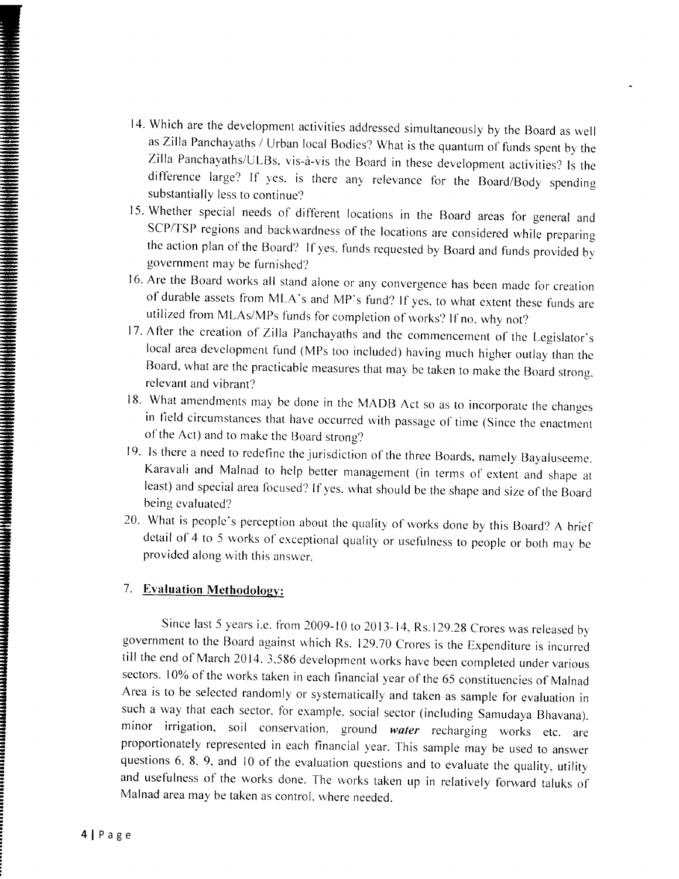14. Which are the development activities addressed simultaneously by the Board as well as Zilla Panchayaths / Urban local Bodies? What is the quantum of funds spent by the Zilla Panchayaths/ULBs, vis-à-vis the Board in these development activities? Is the difference large? If yes, is there any relevance for the Board/Body spending substantially less to continue?
15. Whether special needs of different locations in the Board areas for general and SCP/TSP regions and backwardness of the locations are considered while preparing the action plan of the Board? If yes, funds requested by Board and funds provided by government may be furnished?
16. Are the Board works all stand alone or any convergence has been made for creation of durable assets from MLA's and MP's fund? If yes, to what extent these funds are utilized from MLAs/MPs funds for completion of works? If no, why not?
17. After the creation of Zilla Panchayaths and the commencement of the Legislator's local area development fund (MPs too included) having much higher outlay than the Board, what are the practicable measures that may be taken to make the Board strong, relevant and vibrant?
18. What amendments may be done in the MADB Act so as to incorporate the changes in field circumstances that have occurred with passage of time (Since the enactment of the Act) and to make the Board strong?
19. Is there a need to redefine the jurisdiction of the three Boards, namely Bayaluseeme, Karavali and Malnad to help better management (in terms of extent and shape at least) and special area focused? If yes, what should be the shape and size of the Board being evaluated?
20. What is people's perception about the quality of works done by this Board? A brief detail of 4 to 5 works of exceptional quality or usefulness to people or both may be provided along with this answer.

## 7. Evaluation Methodology:

Since last 5 years i.e. from 2009-10 to 2013-14, Rs.129.28 Crores was released by government to the Board against which Rs. 129.70 Crores is the Expenditure is incurred till the end of March 2014. 3,586 development works have been completed under various sectors. 10% of the works taken in each financial year of the 65 constituencies of Malnad Area is to be selected randomly or systematically and taken as sample for evaluation in such a way that each sector, for example, social sector (including Samudaya Bhavana), minor irrigation, soil conservation, ground ***water*** recharging works etc. are proportionately represented in each financial year. This sample may be used to answer questions 6, 8, 9, and 10 of the evaluation questions and to evaluate the quality, utility and usefulness of the works done. The works taken up in relatively forward taluks of Malnad area may be taken as control, where needed.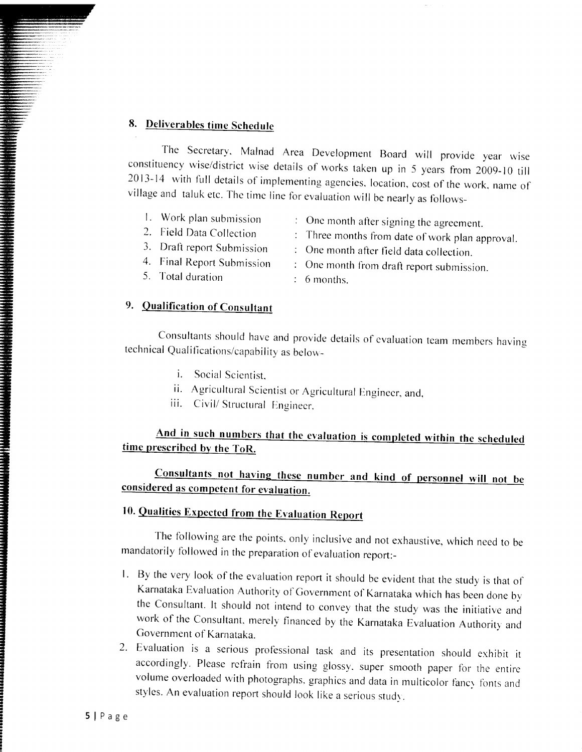## 8. Deliverables time Schedule

The Secretary, Malnad Area Development Board will provide year wise constituency wise/district wise details of works taken up in 5 years from 2009-10 till 2013-14 with full details of implementing agencies, location, cost of the work, name of village and taluk etc. The time line for evaluation will be nearly as follows-

1. Work plan submission : One month after signing the agreement.
2. Field Data Collection : Three months from date of work plan approval.
3. Draft report Submission : One month after field data collection.
4. Final Report Submission : One month from draft report submission.
5. Total duration : 6 months.

## 9. Qualification of Consultant

Consultants should have and provide details of evaluation team members having technical Qualifications/capability as below-

i. Social Scientist,
ii. Agricultural Scientist or Agricultural Engineer, and,
iii. Civil/ Structural Engineer.

**And in such numbers that the evaluation is completed within the scheduled time prescribed by the ToR.**

**Consultants not having these number and kind of personnel will not be considered as competent for evaluation.**

## 10. Qualities Expected from the Evaluation Report

The following are the points, only inclusive and not exhaustive, which need to be mandatorily followed in the preparation of evaluation report:-

1. By the very look of the evaluation report it should be evident that the study is that of Karnataka Evaluation Authority of Government of Karnataka which has been done by the Consultant. It should not intend to convey that the study was the initiative and work of the Consultant, merely financed by the Karnataka Evaluation Authority and Government of Karnataka.
2. Evaluation is a serious professional task and its presentation should exhibit it accordingly. Please refrain from using glossy, super smooth paper for the entire volume overloaded with photographs, graphics and data in multicolor fancy fonts and styles. An evaluation report should look like a serious study.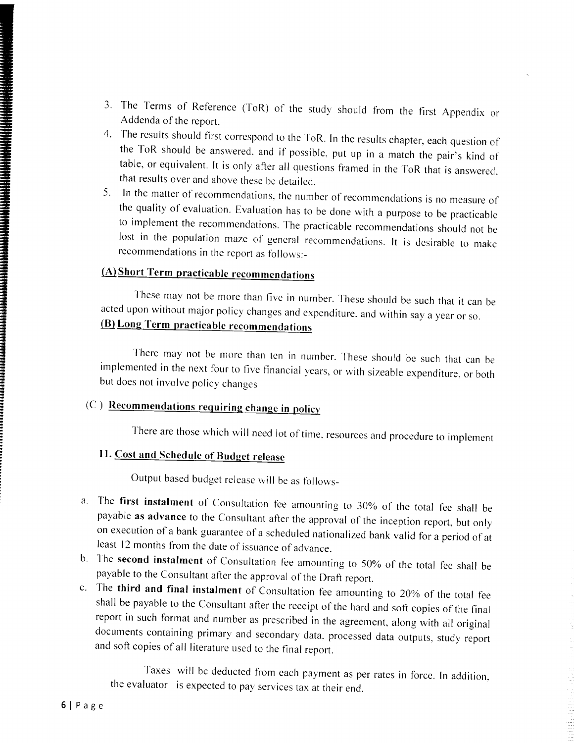3. The Terms of Reference (ToR) of the study should from the first Appendix or Addenda of the report.
4. The results should first correspond to the ToR. In the results chapter, each question of the ToR should be answered, and if possible, put up in a match the pair's kind of table, or equivalent. It is only after all questions framed in the ToR that is answered, that results over and above these be detailed.
5. In the matter of recommendations, the number of recommendations is no measure of the quality of evaluation. Evaluation has to be done with a purpose to be practicable to implement the recommendations. The practicable recommendations should not be lost in the population maze of general recommendations. It is desirable to make recommendations in the report as follows:-

**(A) Short Term practicable recommendations**

These may not be more than five in number. These should be such that it can be acted upon without major policy changes and expenditure, and within say a year or so.

**(B) Long Term practicable recommendations**

There may not be more than ten in number. These should be such that can be implemented in the next four to five financial years, or with sizeable expenditure, or both but does not involve policy changes

**(C) Recommendations requiring change in policy**

There are those which will need lot of time, resources and procedure to implement

## 11. Cost and Schedule of Budget release

Output based budget release will be as follows-

a. The **first instalment** of Consultation fee amounting to 30% of the total fee shall be payable **as advance** to the Consultant after the approval of the inception report, but only on execution of a bank guarantee of a scheduled nationalized bank valid for a period of at least 12 months from the date of issuance of advance.
b. The **second instalment** of Consultation fee amounting to 50% of the total fee shall be payable to the Consultant after the approval of the Draft report.
c. The **third and final instalment** of Consultation fee amounting to 20% of the total fee shall be payable to the Consultant after the receipt of the hard and soft copies of the final report in such format and number as prescribed in the agreement, along with all original documents containing primary and secondary data, processed data outputs, study report and soft copies of all literature used to the final report.

Taxes will be deducted from each payment as per rates in force. In addition, the evaluator is expected to pay services tax at their end.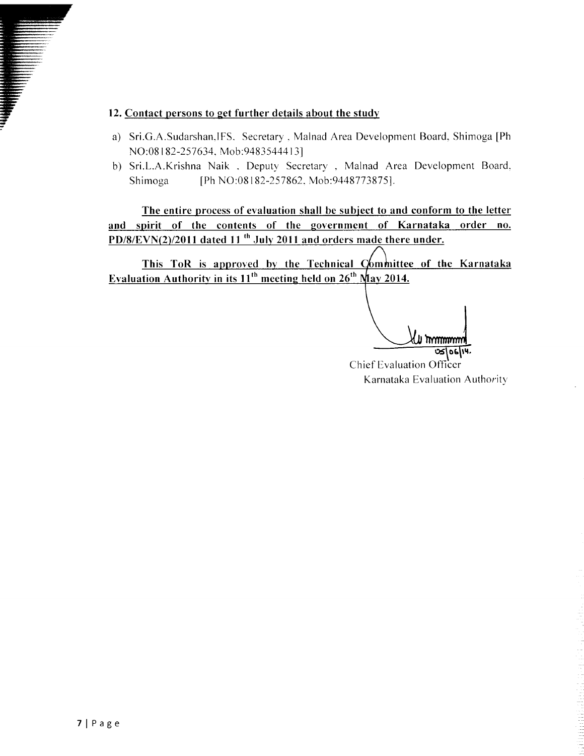**12. Contact persons to get further details about the study**

a) Sri.G.A.Sudarshan,IFS. Secretary , Malnad Area Development Board, Shimoga [Ph NO:08182-257634, Mob:9483544413]
b) Sri.L.A.Krishna Naik , Deputy Secretary , Malnad Area Development Board, Shimoga [Ph NO:08182-257862, Mob:9448773875].

**The entire process of evaluation shall be subject to and conform to the letter and spirit of the contents of the government of Karnataka order no. PD/8/EVN(2)/2011 dated 11 th July 2011 and orders made there under.**

**This ToR is approved by the Technical Committee of the Karnataka Evaluation Authority in its 11th meeting held on 26th May 2014.**

05/06/14.

Chief Evaluation Officer
Karnataka Evaluation Authority